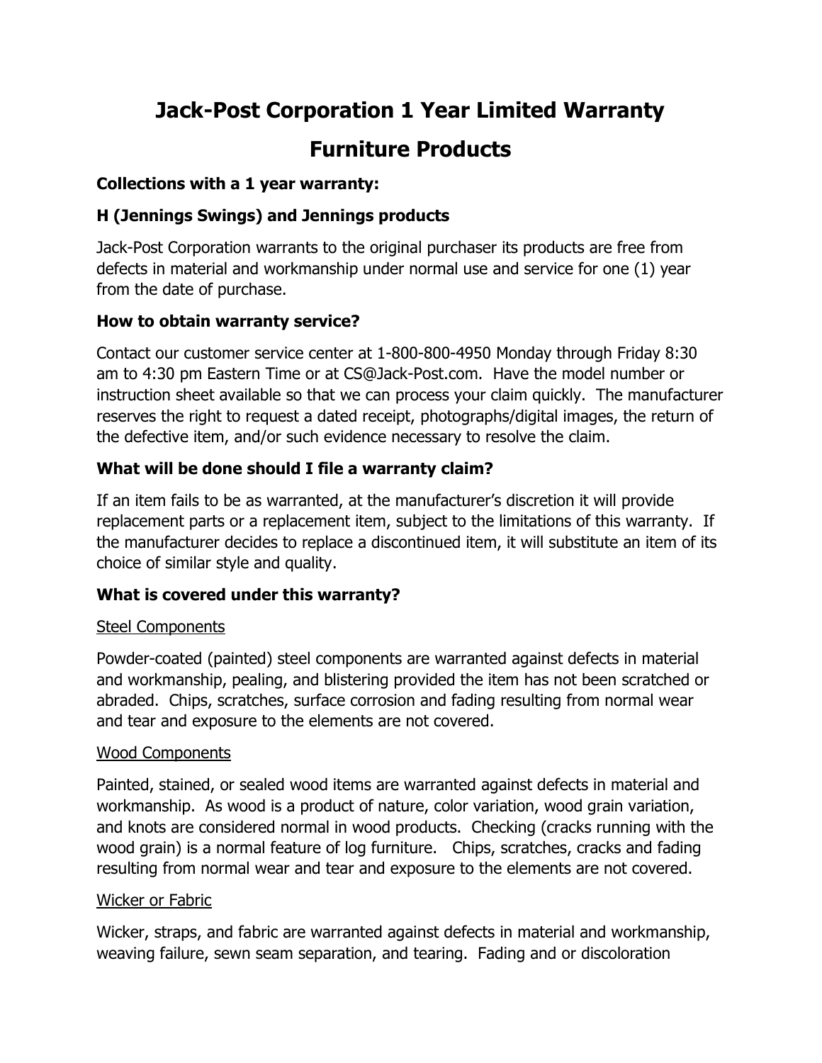# Jack-Post Corporation 1 Year Limited Warranty

# Furniture Products

### Collections with a 1 year warranty:

### H (Jennings Swings) and Jennings products

Jack-Post Corporation warrants to the original purchaser its products are free from defects in material and workmanship under normal use and service for one (1) year from the date of purchase.

### How to obtain warranty service?

Contact our customer service center at 1-800-800-4950 Monday through Friday 8:30 am to 4:30 pm Eastern Time or at CS@Jack-Post.com. Have the model number or instruction sheet available so that we can process your claim quickly. The manufacturer reserves the right to request a dated receipt, photographs/digital images, the return of the defective item, and/or such evidence necessary to resolve the claim.

### What will be done should I file a warranty claim?

If an item fails to be as warranted, at the manufacturer's discretion it will provide replacement parts or a replacement item, subject to the limitations of this warranty. If the manufacturer decides to replace a discontinued item, it will substitute an item of its choice of similar style and quality.

### What is covered under this warranty?

<u>Steel Components</u>

Powder-coated (painted) steel components are warranted against defects in material and workmanship, pealing, and blistering provided the item has not been scratched or abraded. Chips, scratches, surface corrosion and fading resulting from normal wear and tear and exposure to the elements are not covered.

<u>Wood Components</u>

Painted, stained, or sealed wood items are warranted against defects in material and workmanship. As wood is a product of nature, color variation, wood grain variation, and knots are considered normal in wood products. Checking (cracks running with the wood grain) is a normal feature of log furniture. Chips, scratches, cracks and fading resulting from normal wear and tear and exposure to the elements are not covered.

<u>Wicker or Fabric</u>

Wicker, straps, and fabric are warranted against defects in material and workmanship, weaving failure, sewn seam separation, and tearing. Fading and or discoloration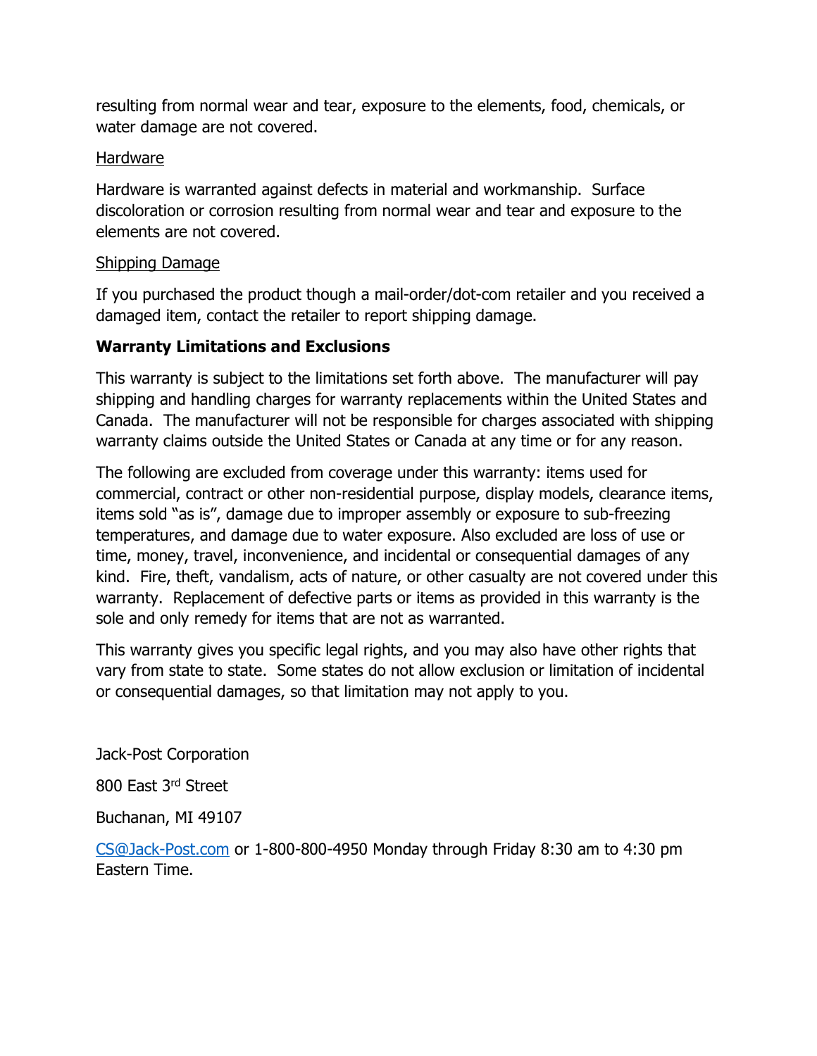resulting from normal wear and tear, exposure to the elements, food, chemicals, or water damage are not covered.

<u>Hardware</u>

Hardware is warranted against defects in material and workmanship. Surface discoloration or corrosion resulting from normal wear and tear and exposure to the elements are not covered.

<u>Shipping Damage</u>

If you purchased the product though a mail-order/dot-com retailer and you received a damaged item, contact the retailer to report shipping damage.

**Warranty Limitations and Exclusions**

This warranty is subject to the limitations set forth above. The manufacturer will pay shipping and handling charges for warranty replacements within the United States and Canada. The manufacturer will not be responsible for charges associated with shipping warranty claims outside the United States or Canada at any time or for any reason.

The following are excluded from coverage under this warranty: items used for commercial, contract or other non-residential purpose, display models, clearance items, items sold "as is", damage due to improper assembly or exposure to sub-freezing temperatures, and damage due to water exposure. Also excluded are loss of use or time, money, travel, inconvenience, and incidental or consequential damages of any kind. Fire, theft, vandalism, acts of nature, or other casualty are not covered under this warranty. Replacement of defective parts or items as provided in this warranty is the sole and only remedy for items that are not as warranted.

This warranty gives you specific legal rights, and you may also have other rights that vary from state to state. Some states do not allow exclusion or limitation of incidental or consequential damages, so that limitation may not apply to you.

Jack-Post Corporation

800 East 3rd Street

Buchanan, MI 49107

CS@Jack-Post.com or 1-800-800-4950 Monday through Friday 8:30 am to 4:30 pm Eastern Time.